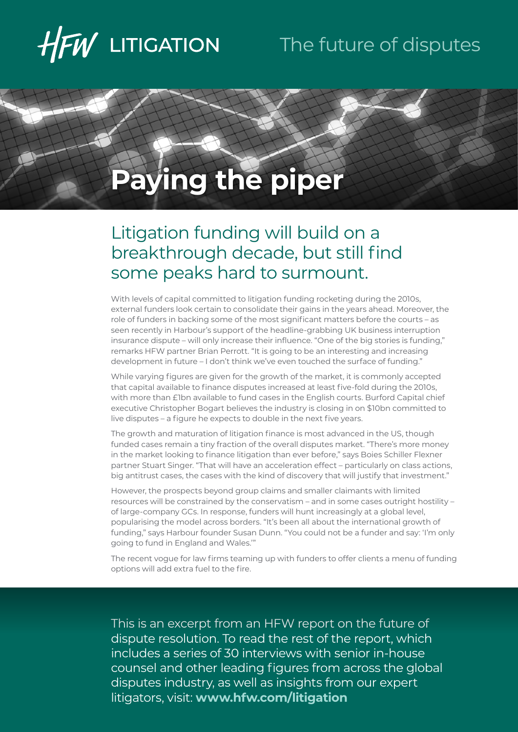HFW LITIGATION

The future of disputes

# Paying the piper

## Litigation funding will build on a breakthrough decade, but still find some peaks hard to surmount.

With levels of capital committed to litigation funding rocketing during the 2010s, external funders look certain to consolidate their gains in the years ahead. Moreover, the role of funders in backing some of the most significant matters before the courts – as seen recently in Harbour's support of the headline-grabbing UK business interruption insurance dispute – will only increase their influence. "One of the big stories is funding," remarks HFW partner Brian Perrott. "It is going to be an interesting and increasing development in future – I don't think we've even touched the surface of funding."

While varying figures are given for the growth of the market, it is commonly accepted that capital available to finance disputes increased at least five-fold during the 2010s, with more than £1bn available to fund cases in the English courts. Burford Capital chief executive Christopher Bogart believes the industry is closing in on $10bn committed to live disputes – a figure he expects to double in the next five years.

The growth and maturation of litigation finance is most advanced in the US, though funded cases remain a tiny fraction of the overall disputes market. "There's more money in the market looking to finance litigation than ever before," says Boies Schiller Flexner partner Stuart Singer. "That will have an acceleration effect – particularly on class actions, big antitrust cases, the cases with the kind of discovery that will justify that investment."

However, the prospects beyond group claims and smaller claimants with limited resources will be constrained by the conservatism – and in some cases outright hostility – of large-company GCs. In response, funders will hunt increasingly at a global level, popularising the model across borders. "It's been all about the international growth of funding," says Harbour founder Susan Dunn. "You could not be a funder and say: 'I'm only going to fund in England and Wales.'"

The recent vogue for law firms teaming up with funders to offer clients a menu of funding options will add extra fuel to the fire.

This is an excerpt from an HFW report on the future of dispute resolution. To read the rest of the report, which includes a series of 30 interviews with senior in-house counsel and other leading figures from across the global disputes industry, as well as insights from our expert litigators, visit: **www.hfw.com/litigation**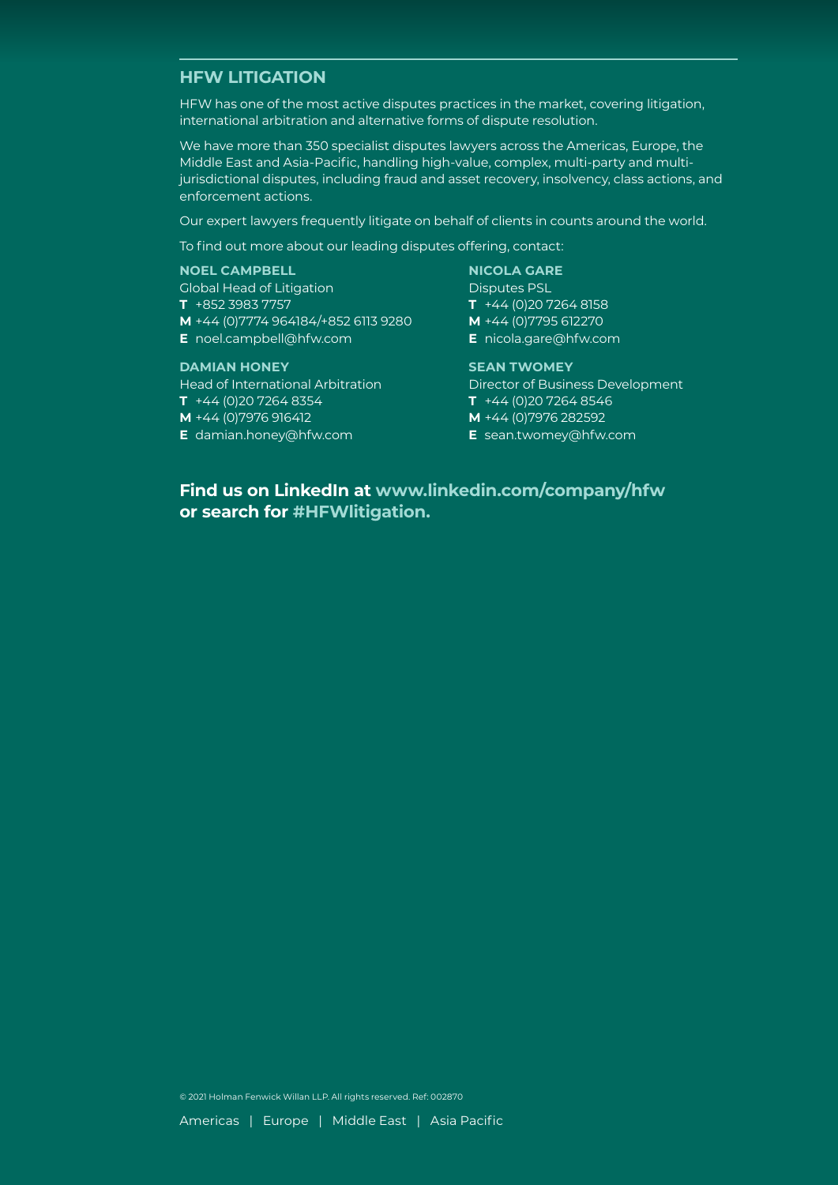## HFW LITIGATION

HFW has one of the most active disputes practices in the market, covering litigation, international arbitration and alternative forms of dispute resolution.

We have more than 350 specialist disputes lawyers across the Americas, Europe, the Middle East and Asia-Pacific, handling high-value, complex, multi-party and multi-jurisdictional disputes, including fraud and asset recovery, insolvency, class actions, and enforcement actions.

Our expert lawyers frequently litigate on behalf of clients in counts around the world.

To find out more about our leading disputes offering, contact:

**NOEL CAMPBELL**
Global Head of Litigation
**T** +852 3983 7757
**M** +44 (0)7774 964184/+852 6113 9280
**E** noel.campbell@hfw.com

**DAMIAN HONEY**
Head of International Arbitration
**T** +44 (0)20 7264 8354
**M** +44 (0)7976 916412
**E** damian.honey@hfw.com

**NICOLA GARE**
Disputes PSL
**T** +44 (0)20 7264 8158
**M** +44 (0)7795 612270
**E** nicola.gare@hfw.com

**SEAN TWOMEY**
Director of Business Development
**T** +44 (0)20 7264 8546
**M** +44 (0)7976 282592
**E** sean.twomey@hfw.com

**Find us on LinkedIn at www.linkedin.com/company/hfw or search for #HFWlitigation.**

© 2021 Holman Fenwick Willan LLP. All rights reserved. Ref: 002870

Americas | Europe | Middle East | Asia Pacific